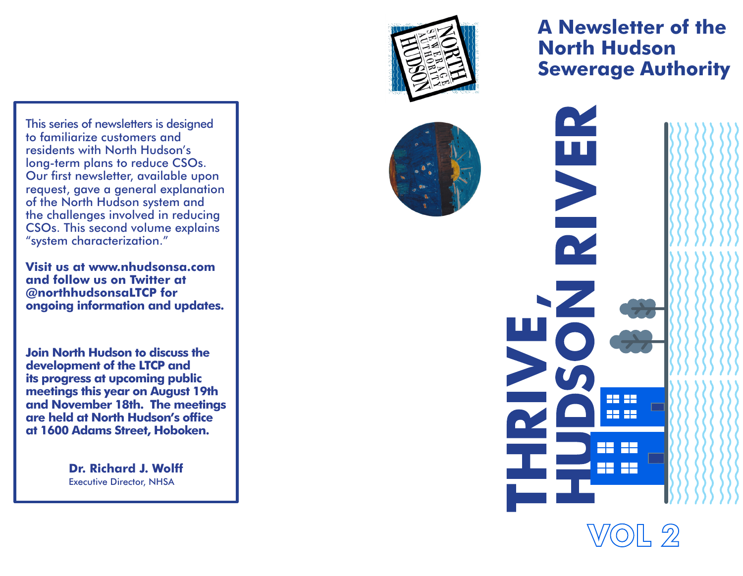This series of newsletters is designed to familiarize customers and residents with North Hudson's long-term plans to reduce CSOs. Our first newsletter, available upon request, gave a general explanation of the North Hudson system and the challenges involved in reducing CSOs. This second volume explains "system characterization."

**Visit us at www.nhudsonsa.com and follow us on Twitter at @northhudsonsaLTCP for ongoing information and updates.**

**Join North Hudson to discuss the development of the LTCP and its progress at upcoming public meetings this year on August 19th and November 18th. The meetings are held at North Hudson's office at 1600 Adams Street, Hoboken.**

**Dr. Richard J. Wolff**
Executive Director, NHSA

NORTH HUDSON SEWERAGE AUTHORITY

## A Newsletter of the North Hudson Sewerage Authority

# THRIVE, HUDSON RIVER

VOL 2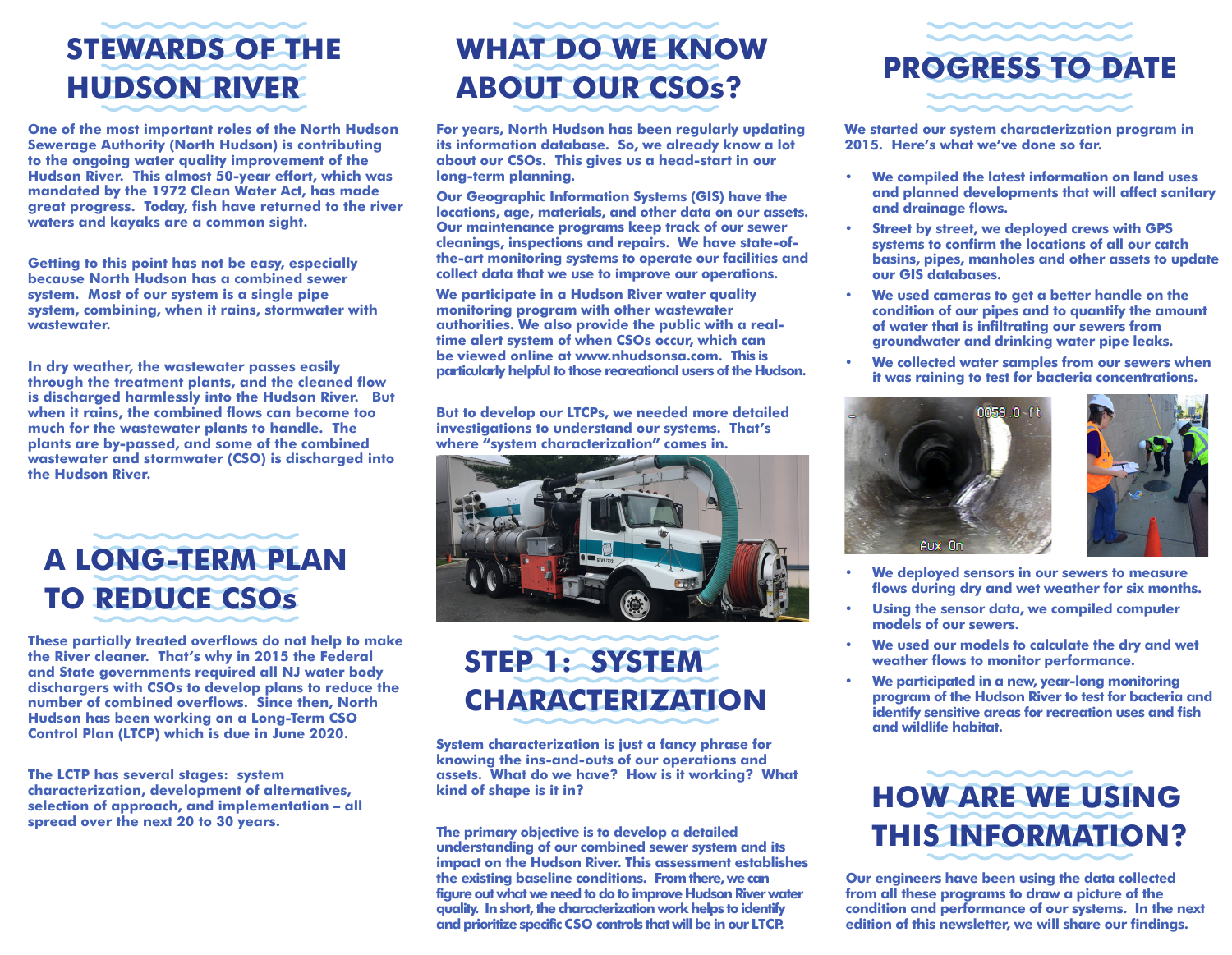## STEWARDS OF THE HUDSON RIVER

One of the most important roles of the North Hudson Sewerage Authority (North Hudson) is contributing to the ongoing water quality improvement of the Hudson River. This almost 50-year effort, which was mandated by the 1972 Clean Water Act, has made great progress. Today, fish have returned to the river waters and kayaks are a common sight.

Getting to this point has not be easy, especially because North Hudson has a combined sewer system. Most of our system is a single pipe system, combining, when it rains, stormwater with wastewater.

In dry weather, the wastewater passes easily through the treatment plants, and the cleaned flow is discharged harmlessly into the Hudson River. But when it rains, the combined flows can become too much for the wastewater plants to handle. The plants are by-passed, and some of the combined wastewater and stormwater (CSO) is discharged into the Hudson River.

## A LONG-TERM PLAN TO REDUCE CSOs

These partially treated overflows do not help to make the River cleaner. That's why in 2015 the Federal and State governments required all NJ water body dischargers with CSOs to develop plans to reduce the number of combined overflows. Since then, North Hudson has been working on a Long-Term CSO Control Plan (LTCP) which is due in June 2020.

The LCTP has several stages: system characterization, development of alternatives, selection of approach, and implementation – all spread over the next 20 to 30 years.

## WHAT DO WE KNOW ABOUT OUR CSOs?

For years, North Hudson has been regularly updating its information database. So, we already know a lot about our CSOs. This gives us a head-start in our long-term planning.

Our Geographic Information Systems (GIS) have the locations, age, materials, and other data on our assets. Our maintenance programs keep track of our sewer cleanings, inspections and repairs. We have state-of-the-art monitoring systems to operate our facilities and collect data that we use to improve our operations.

We participate in a Hudson River water quality monitoring program with other wastewater authorities. We also provide the public with a real-time alert system of when CSOs occur, which can be viewed online at www.nhudsonsa.com. This is particularly helpful to those recreational users of the Hudson.

But to develop our LTCPs, we needed more detailed investigations to understand our systems. That's where "system characterization" comes in.

## STEP 1: SYSTEM CHARACTERIZATION

System characterization is just a fancy phrase for knowing the ins-and-outs of our operations and assets. What do we have? How is it working? What kind of shape is it in?

The primary objective is to develop a detailed understanding of our combined sewer system and its impact on the Hudson River. This assessment establishes the existing baseline conditions. From there, we can figure out what we need to do to improve Hudson River water quality. In short, the characterization work helps to identify and prioritize specific CSO controls that will be in our LTCP.

## PROGRESS TO DATE

We started our system characterization program in 2015. Here's what we've done so far.

- We compiled the latest information on land uses and planned developments that will affect sanitary and drainage flows.
- Street by street, we deployed crews with GPS systems to confirm the locations of all our catch basins, pipes, manholes and other assets to update our GIS databases.
- We used cameras to get a better handle on the condition of our pipes and to quantify the amount of water that is infiltrating our sewers from groundwater and drinking water pipe leaks.
- We collected water samples from our sewers when it was raining to test for bacteria concentrations.
- We deployed sensors in our sewers to measure flows during dry and wet weather for six months.
- Using the sensor data, we compiled computer models of our sewers.
- We used our models to calculate the dry and wet weather flows to monitor performance.
- We participated in a new, year-long monitoring program of the Hudson River to test for bacteria and identify sensitive areas for recreation uses and fish and wildlife habitat.

## HOW ARE WE USING THIS INFORMATION?

Our engineers have been using the data collected from all these programs to draw a picture of the condition and performance of our systems. In the next edition of this newsletter, we will share our findings.